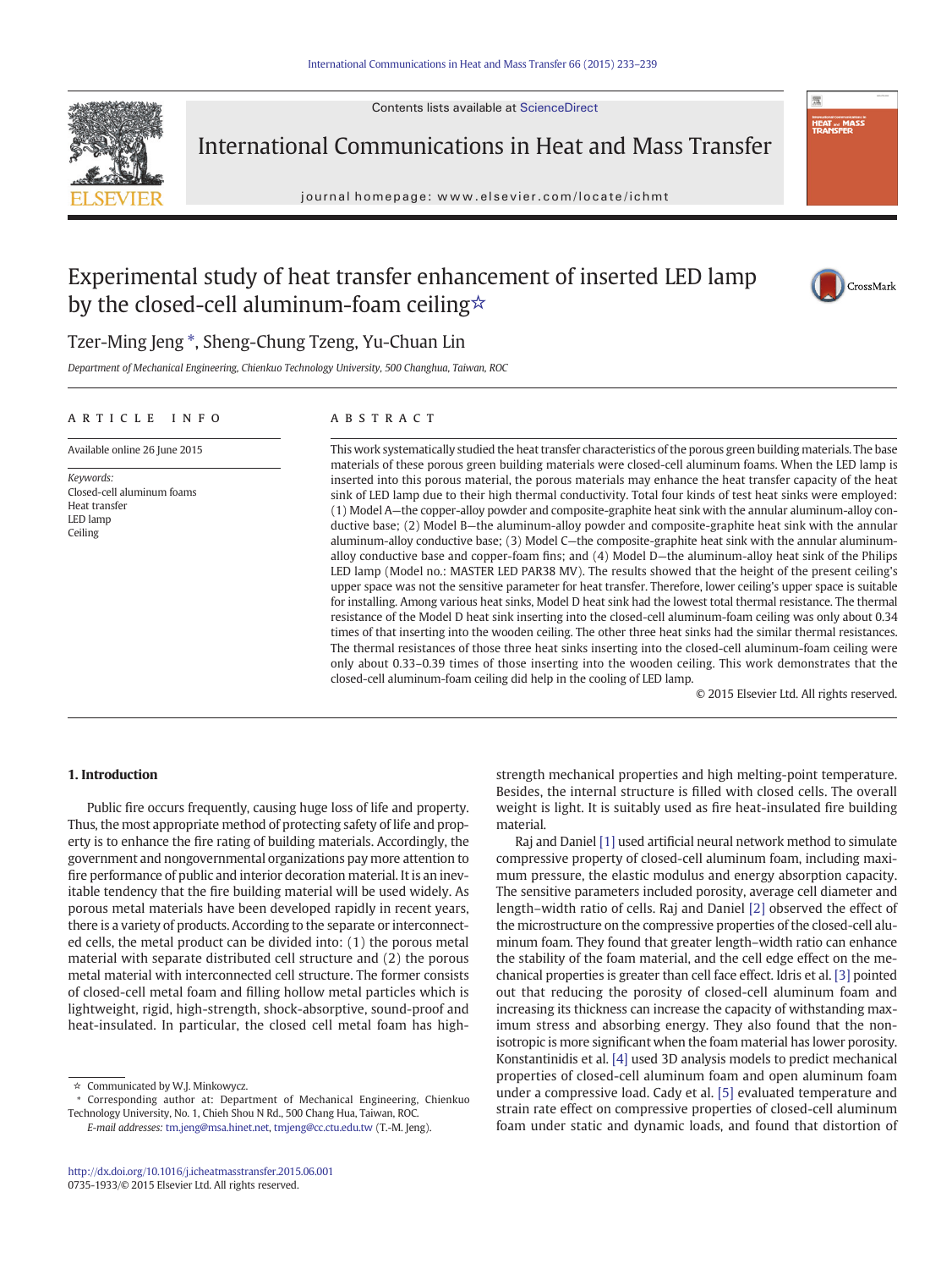# Experimental study of heat transfer enhancement of inserted LED lamp by the closed-cell aluminum-foam ceiling☆

Tzer-Ming Jeng *, Sheng-Chung Tzeng, Yu-Chuan Lin

*Department of Mechanical Engineering, Chienkuo Technology University, 500 Changhua, Taiwan, ROC*

## ARTICLE INFO

Available online 26 June 2015

*Keywords:*
Closed-cell aluminum foams
Heat transfer
LED lamp
Ceiling

## ABSTRACT

This work systematically studied the heat transfer characteristics of the porous green building materials. The base materials of these porous green building materials were closed-cell aluminum foams. When the LED lamp is inserted into this porous material, the porous materials may enhance the heat transfer capacity of the heat sink of LED lamp due to their high thermal conductivity. Total four kinds of test heat sinks were employed: (1) Model A—the copper-alloy powder and composite-graphite heat sink with the annular aluminum-alloy conductive base; (2) Model B—the aluminum-alloy powder and composite-graphite heat sink with the annular aluminum-alloy conductive base; (3) Model C—the composite-graphite heat sink with the annular aluminum-alloy conductive base and copper-foam fins; and (4) Model D—the aluminum-alloy heat sink of the Philips LED lamp (Model no.: MASTER LED PAR38 MV). The results showed that the height of the present ceiling's upper space was not the sensitive parameter for heat transfer. Therefore, lower ceiling's upper space is suitable for installing. Among various heat sinks, Model D heat sink had the lowest total thermal resistance. The thermal resistance of the Model D heat sink inserting into the closed-cell aluminum-foam ceiling was only about 0.34 times of that inserting into the wooden ceiling. The other three heat sinks had the similar thermal resistances. The thermal resistances of those three heat sinks inserting into the closed-cell aluminum-foam ceiling were only about 0.33–0.39 times of those inserting into the wooden ceiling. This work demonstrates that the closed-cell aluminum-foam ceiling did help in the cooling of LED lamp.

© 2015 Elsevier Ltd. All rights reserved.

## 1. Introduction

Public fire occurs frequently, causing huge loss of life and property. Thus, the most appropriate method of protecting safety of life and property is to enhance the fire rating of building materials. Accordingly, the government and nongovernmental organizations pay more attention to fire performance of public and interior decoration material. It is an inevitable tendency that the fire building material will be used widely. As porous metal materials have been developed rapidly in recent years, there is a variety of products. According to the separate or interconnected cells, the metal product can be divided into: (1) the porous metal material with separate distributed cell structure and (2) the porous metal material with interconnected cell structure. The former consists of closed-cell metal foam and filling hollow metal particles which is lightweight, rigid, high-strength, shock-absorptive, sound-proof and heat-insulated. In particular, the closed cell metal foam has high-strength mechanical properties and high melting-point temperature. Besides, the internal structure is filled with closed cells. The overall weight is light. It is suitably used as fire heat-insulated fire building material.

Raj and Daniel [1] used artificial neural network method to simulate compressive property of closed-cell aluminum foam, including maximum pressure, the elastic modulus and energy absorption capacity. The sensitive parameters included porosity, average cell diameter and length–width ratio of cells. Raj and Daniel [2] observed the effect of the microstructure on the compressive properties of the closed-cell aluminum foam. They found that greater length–width ratio can enhance the stability of the foam material, and the cell edge effect on the mechanical properties is greater than cell face effect. Idris et al. [3] pointed out that reducing the porosity of closed-cell aluminum foam and increasing its thickness can increase the capacity of withstanding maximum stress and absorbing energy. They also found that the non-isotropic is more significant when the foam material has lower porosity. Konstantinidis et al. [4] used 3D analysis models to predict mechanical properties of closed-cell aluminum foam and open aluminum foam under a compressive load. Cady et al. [5] evaluated temperature and strain rate effect on compressive properties of closed-cell aluminum foam under static and dynamic loads, and found that distortion of

---

☆ Communicated by W.J. Minkowycz.

\* Corresponding author at: Department of Mechanical Engineering, Chienkuo Technology University, No. 1, Chieh Shou N Rd., 500 Chang Hua, Taiwan, ROC.

*E-mail addresses:* tm.jeng@msa.hinet.net, tmjeng@cc.ctu.edu.tw (T.-M. Jeng).

http://dx.doi.org/10.1016/j.icheatmasstransfer.2015.06.001
0735-1933/© 2015 Elsevier Ltd. All rights reserved.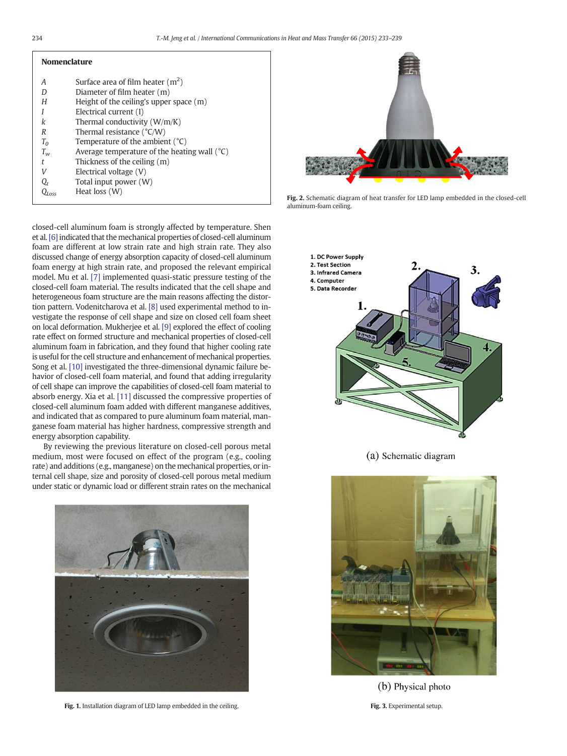## Nomenclature

| | |
|---|---|
| $A$ | Surface area of film heater ($m^2$) |
| $D$ | Diameter of film heater (m) |
| $H$ | Height of the ceiling's upper space (m) |
| $I$ | Electrical current (I) |
| $k$ | Thermal conductivity (W/m/K) |
| $R$ | Thermal resistance (°C/W) |
| $T_0$ | Temperature of the ambient (°C) |
| $T_w$ | Average temperature of the heating wall (°C) |
| $t$ | Thickness of the ceiling (m) |
| $V$ | Electrical voltage (V) |
| $Q_t$ | Total input power (W) |
| $Q_{Loss}$ | Heat loss (W) |

closed-cell aluminum foam is strongly affected by temperature. Shen et al. [6] indicated that the mechanical properties of closed-cell aluminum foam are different at low strain rate and high strain rate. They also discussed change of energy absorption capacity of closed-cell aluminum foam energy at high strain rate, and proposed the relevant empirical model. Mu et al. [7] implemented quasi-static pressure testing of the closed-cell foam material. The results indicated that the cell shape and heterogeneous foam structure are the main reasons affecting the distortion pattern. Vodenitcharova et al. [8] used experimental method to investigate the response of cell shape and size on closed cell foam sheet on local deformation. Mukherjee et al. [9] explored the effect of cooling rate effect on formed structure and mechanical properties of closed-cell aluminum foam in fabrication, and they found that higher cooling rate is useful for the cell structure and enhancement of mechanical properties. Song et al. [10] investigated the three-dimensional dynamic failure behavior of closed-cell foam material, and found that adding irregularity of cell shape can improve the capabilities of closed-cell foam material to absorb energy. Xia et al. [11] discussed the compressive properties of closed-cell aluminum foam added with different manganese additives, and indicated that as compared to pure aluminum foam material, manganese foam material has higher hardness, compressive strength and energy absorption capability.

By reviewing the previous literature on closed-cell porous metal medium, most were focused on effect of the program (e.g., cooling rate) and additions (e.g., manganese) on the mechanical properties, or internal cell shape, size and porosity of closed-cell porous metal medium under static or dynamic load or different strain rates on the mechanical

Fig. 1. Installation diagram of LED lamp embedded in the ceiling.

Fig. 2. Schematic diagram of heat transfer for LED lamp embedded in the closed-cell aluminum-foam ceiling.

1. DC Power Supply
2. Test Section
3. Infrared Camera
4. Computer
5. Data Recorder

(a) Schematic diagram

(b) Physical photo

Fig. 3. Experimental setup.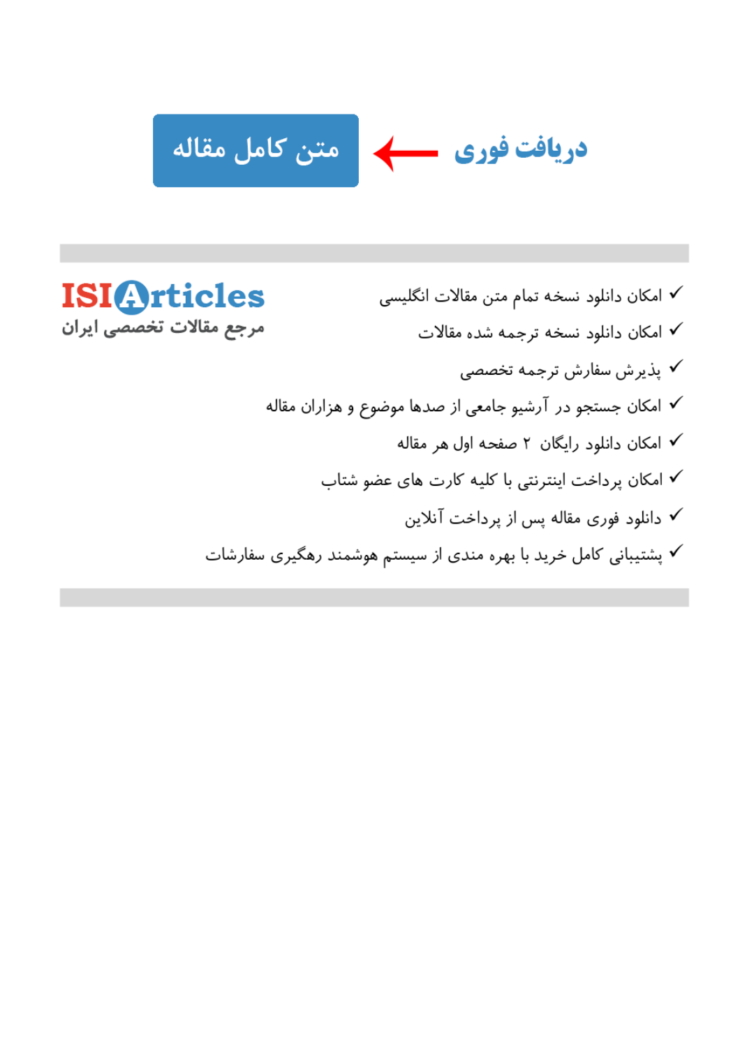دریافت فوری ← **متن کامل مقاله**

**ISIArticles**
مرجع مقالات تخصصی ایران

- ✓ امکان دانلود نسخه تمام متن مقالات انگلیسی
- ✓ امکان دانلود نسخه ترجمه شده مقالات
- ✓ پذیرش سفارش ترجمه تخصصی
- ✓ امکان جستجو در آرشیو جامعی از صدها موضوع و هزاران مقاله
- ✓ امکان دانلود رایگان ۲ صفحه اول هر مقاله
- ✓ امکان پرداخت اینترنتی با کلیه کارت های عضو شتاب
- ✓ دانلود فوری مقاله پس از پرداخت آنلاین
- ✓ پشتیبانی کامل خرید با بهره مندی از سیستم هوشمند رهگیری سفارشات